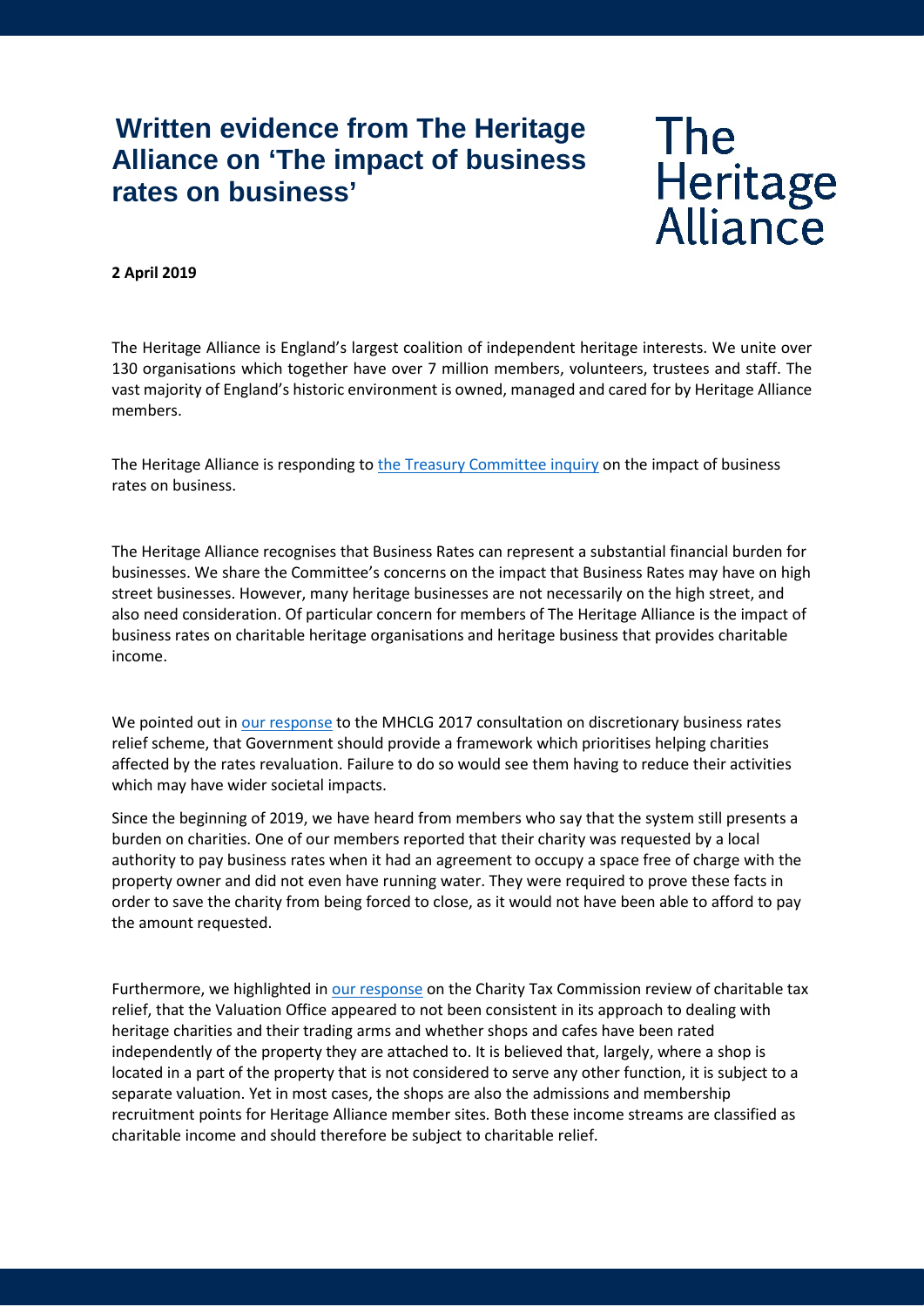# Written evidence from The Heritage Alliance on 'The impact of business rates on business'

The Heritage Alliance

**2 April 2019**

The Heritage Alliance is England's largest coalition of independent heritage interests. We unite over 130 organisations which together have over 7 million members, volunteers, trustees and staff. The vast majority of England's historic environment is owned, managed and cared for by Heritage Alliance members.

The Heritage Alliance is responding to the Treasury Committee inquiry on the impact of business rates on business.

The Heritage Alliance recognises that Business Rates can represent a substantial financial burden for businesses. We share the Committee's concerns on the impact that Business Rates may have on high street businesses. However, many heritage businesses are not necessarily on the high street, and also need consideration. Of particular concern for members of The Heritage Alliance is the impact of business rates on charitable heritage organisations and heritage business that provides charitable income.

We pointed out in our response to the MHCLG 2017 consultation on discretionary business rates relief scheme, that Government should provide a framework which prioritises helping charities affected by the rates revaluation. Failure to do so would see them having to reduce their activities which may have wider societal impacts.

Since the beginning of 2019, we have heard from members who say that the system still presents a burden on charities. One of our members reported that their charity was requested by a local authority to pay business rates when it had an agreement to occupy a space free of charge with the property owner and did not even have running water. They were required to prove these facts in order to save the charity from being forced to close, as it would not have been able to afford to pay the amount requested.

Furthermore, we highlighted in our response on the Charity Tax Commission review of charitable tax relief, that the Valuation Office appeared to not been consistent in its approach to dealing with heritage charities and their trading arms and whether shops and cafes have been rated independently of the property they are attached to. It is believed that, largely, where a shop is located in a part of the property that is not considered to serve any other function, it is subject to a separate valuation. Yet in most cases, the shops are also the admissions and membership recruitment points for Heritage Alliance member sites. Both these income streams are classified as charitable income and should therefore be subject to charitable relief.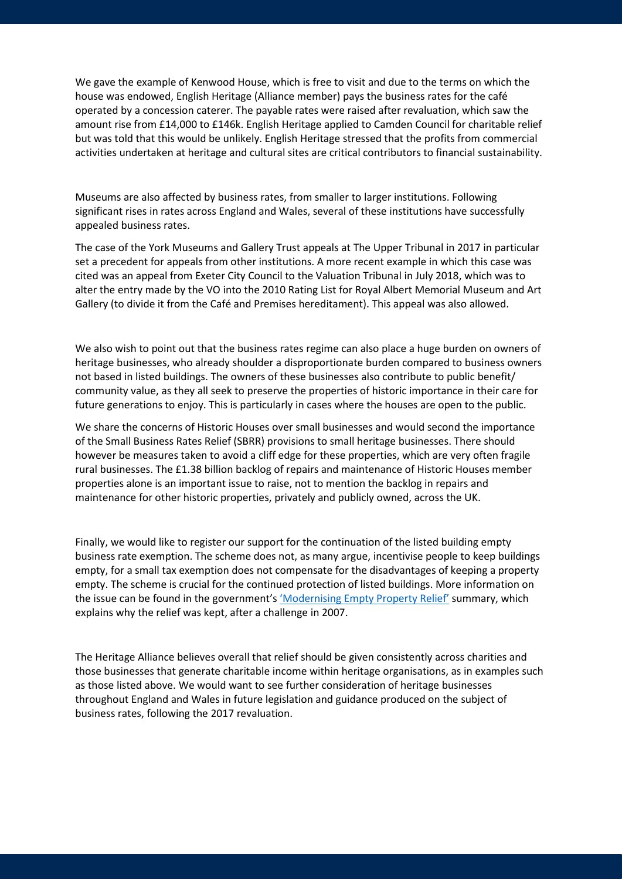We gave the example of Kenwood House, which is free to visit and due to the terms on which the house was endowed, English Heritage (Alliance member) pays the business rates for the café operated by a concession caterer. The payable rates were raised after revaluation, which saw the amount rise from £14,000 to £146k. English Heritage applied to Camden Council for charitable relief but was told that this would be unlikely. English Heritage stressed that the profits from commercial activities undertaken at heritage and cultural sites are critical contributors to financial sustainability.

Museums are also affected by business rates, from smaller to larger institutions. Following significant rises in rates across England and Wales, several of these institutions have successfully appealed business rates.

The case of the York Museums and Gallery Trust appeals at The Upper Tribunal in 2017 in particular set a precedent for appeals from other institutions. A more recent example in which this case was cited was an appeal from Exeter City Council to the Valuation Tribunal in July 2018, which was to alter the entry made by the VO into the 2010 Rating List for Royal Albert Memorial Museum and Art Gallery (to divide it from the Café and Premises hereditament). This appeal was also allowed.

We also wish to point out that the business rates regime can also place a huge burden on owners of heritage businesses, who already shoulder a disproportionate burden compared to business owners not based in listed buildings. The owners of these businesses also contribute to public benefit/ community value, as they all seek to preserve the properties of historic importance in their care for future generations to enjoy. This is particularly in cases where the houses are open to the public.

We share the concerns of Historic Houses over small businesses and would second the importance of the Small Business Rates Relief (SBRR) provisions to small heritage businesses. There should however be measures taken to avoid a cliff edge for these properties, which are very often fragile rural businesses. The £1.38 billion backlog of repairs and maintenance of Historic Houses member properties alone is an important issue to raise, not to mention the backlog in repairs and maintenance for other historic properties, privately and publicly owned, across the UK.

Finally, we would like to register our support for the continuation of the listed building empty business rate exemption. The scheme does not, as many argue, incentivise people to keep buildings empty, for a small tax exemption does not compensate for the disadvantages of keeping a property empty. The scheme is crucial for the continued protection of listed buildings. More information on the issue can be found in the government's 'Modernising Empty Property Relief' summary, which explains why the relief was kept, after a challenge in 2007.

The Heritage Alliance believes overall that relief should be given consistently across charities and those businesses that generate charitable income within heritage organisations, as in examples such as those listed above. We would want to see further consideration of heritage businesses throughout England and Wales in future legislation and guidance produced on the subject of business rates, following the 2017 revaluation.